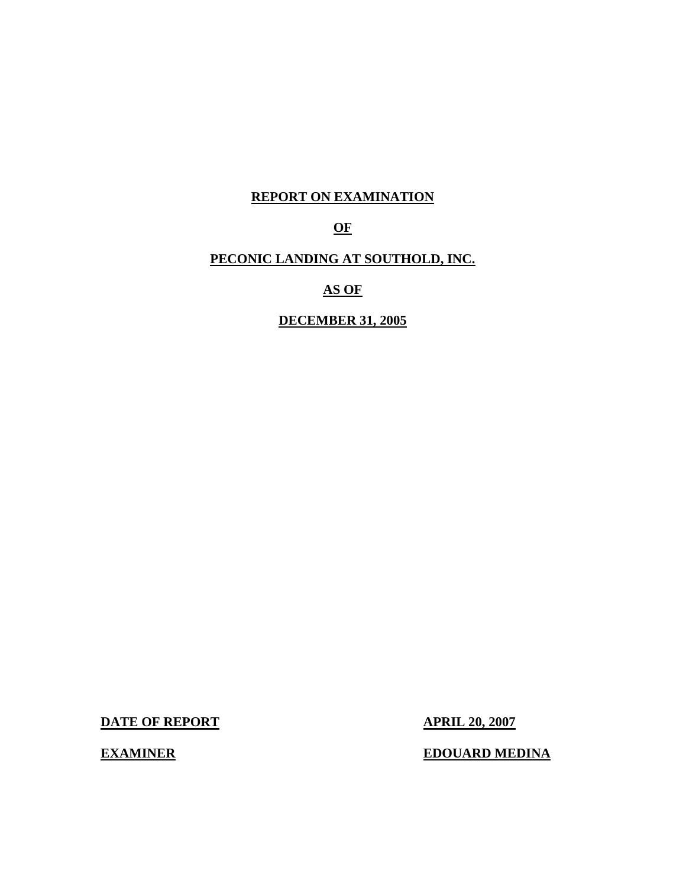# REPORT ON EXAMINATION

# OF

# PECONIC LANDING AT SOUTHOLD, INC.

# AS OF

# DECEMBER 31, 2005

**DATE OF REPORT** **APRIL 20, 2007**

**EXAMINER** **EDOUARD MEDINA**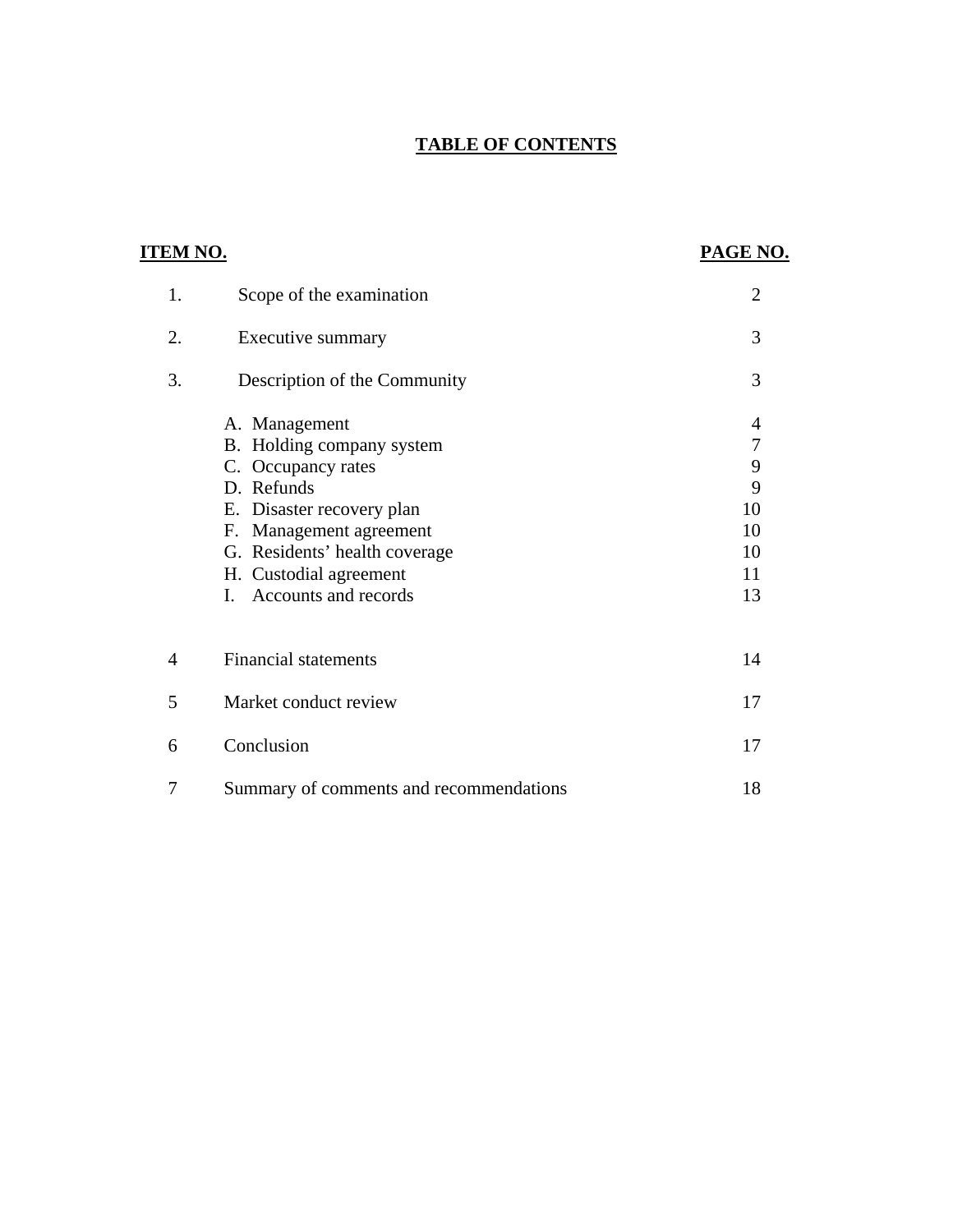# TABLE OF CONTENTS

| ITEM NO. | | PAGE NO. |
|---|---|---|
| 1. | Scope of the examination | 2 |
| 2. | Executive summary | 3 |
| 3. | Description of the Community | 3 |
| | A. Management | 4 |
| | B. Holding company system | 7 |
| | C. Occupancy rates | 9 |
| | D. Refunds | 9 |
| | E. Disaster recovery plan | 10 |
| | F. Management agreement | 10 |
| | G. Residents' health coverage | 10 |
| | H. Custodial agreement | 11 |
| | I. Accounts and records | 13 |
| 4 | Financial statements | 14 |
| 5 | Market conduct review | 17 |
| 6 | Conclusion | 17 |
| 7 | Summary of comments and recommendations | 18 |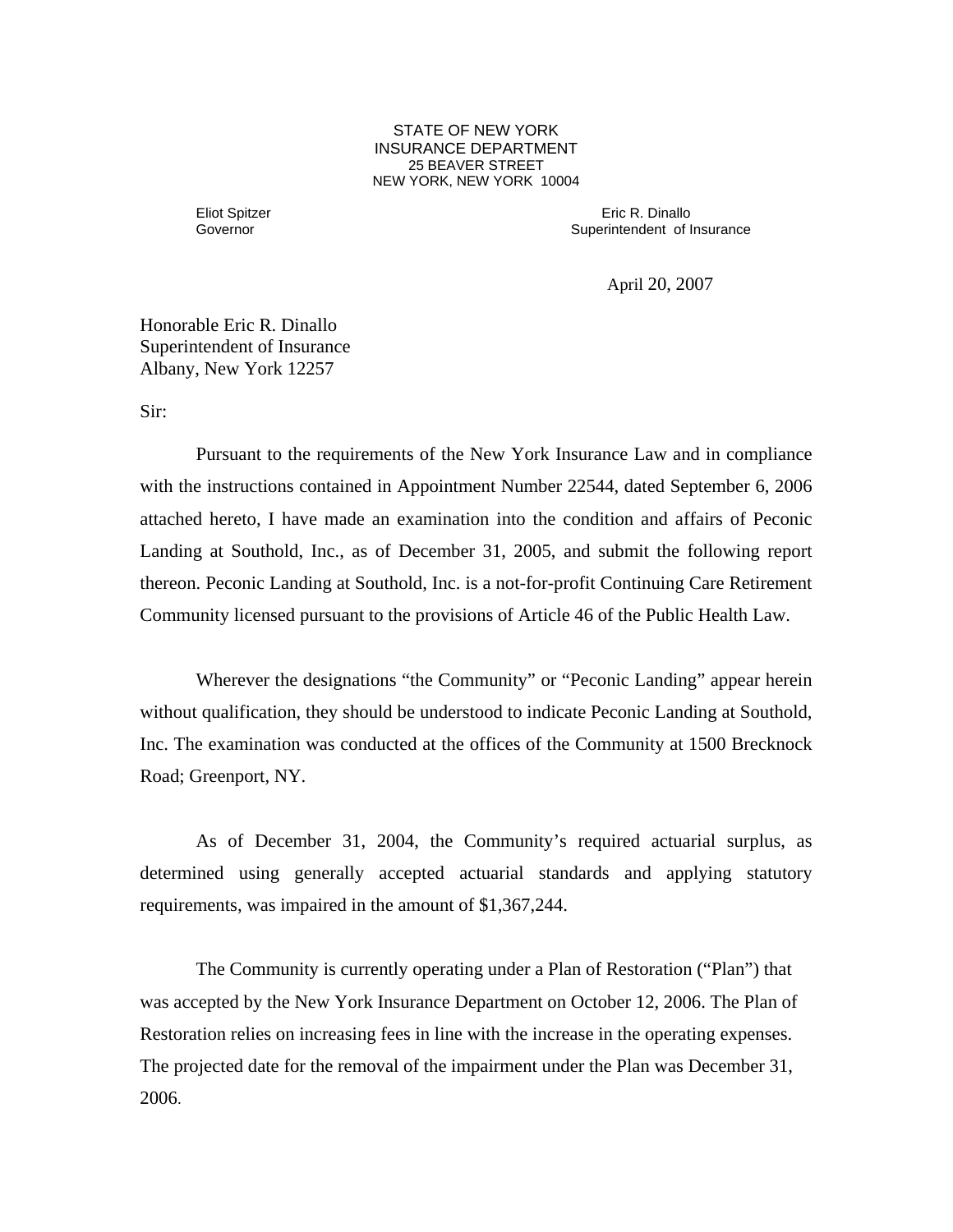STATE OF NEW YORK
INSURANCE DEPARTMENT
25 BEAVER STREET
NEW YORK, NEW YORK 10004

Eliot Spitzer
Governor

Eric R. Dinallo
Superintendent of Insurance

April 20, 2007

Honorable Eric R. Dinallo
Superintendent of Insurance
Albany, New York 12257

Sir:

Pursuant to the requirements of the New York Insurance Law and in compliance with the instructions contained in Appointment Number 22544, dated September 6, 2006 attached hereto, I have made an examination into the condition and affairs of Peconic Landing at Southold, Inc., as of December 31, 2005, and submit the following report thereon. Peconic Landing at Southold, Inc. is a not-for-profit Continuing Care Retirement Community licensed pursuant to the provisions of Article 46 of the Public Health Law.

Wherever the designations "the Community" or "Peconic Landing" appear herein without qualification, they should be understood to indicate Peconic Landing at Southold, Inc. The examination was conducted at the offices of the Community at 1500 Brecknock Road; Greenport, NY.

As of December 31, 2004, the Community's required actuarial surplus, as determined using generally accepted actuarial standards and applying statutory requirements, was impaired in the amount of $1,367,244.

The Community is currently operating under a Plan of Restoration ("Plan") that was accepted by the New York Insurance Department on October 12, 2006. The Plan of Restoration relies on increasing fees in line with the increase in the operating expenses. The projected date for the removal of the impairment under the Plan was December 31, 2006.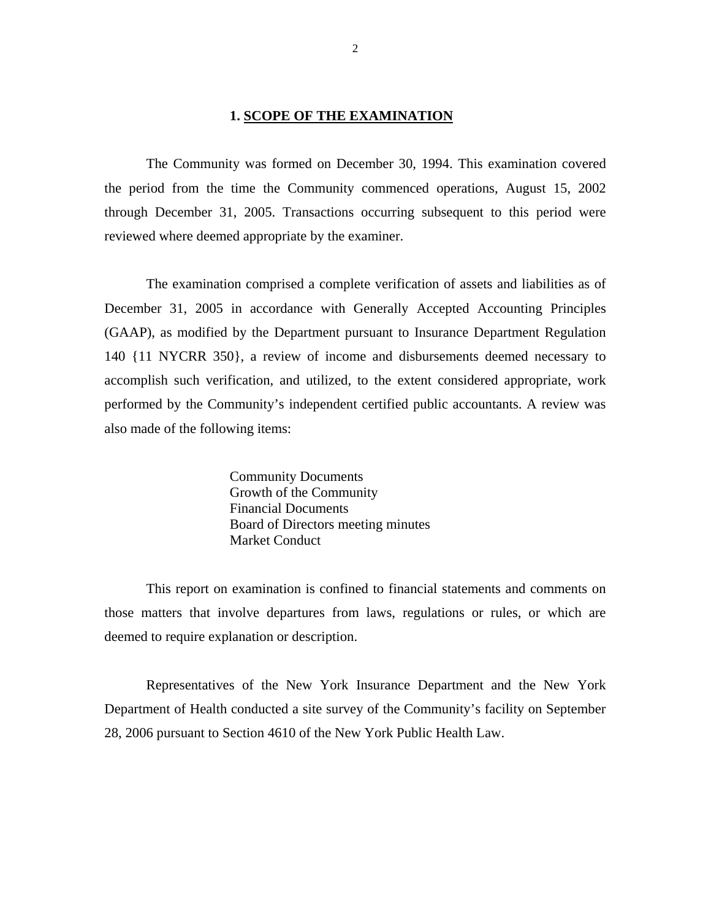## 1. SCOPE OF THE EXAMINATION

The Community was formed on December 30, 1994. This examination covered the period from the time the Community commenced operations, August 15, 2002 through December 31, 2005. Transactions occurring subsequent to this period were reviewed where deemed appropriate by the examiner.

The examination comprised a complete verification of assets and liabilities as of December 31, 2005 in accordance with Generally Accepted Accounting Principles (GAAP), as modified by the Department pursuant to Insurance Department Regulation 140 {11 NYCRR 350}, a review of income and disbursements deemed necessary to accomplish such verification, and utilized, to the extent considered appropriate, work performed by the Community's independent certified public accountants. A review was also made of the following items:

- Community Documents
- Growth of the Community
- Financial Documents
- Board of Directors meeting minutes
- Market Conduct

This report on examination is confined to financial statements and comments on those matters that involve departures from laws, regulations or rules, or which are deemed to require explanation or description.

Representatives of the New York Insurance Department and the New York Department of Health conducted a site survey of the Community's facility on September 28, 2006 pursuant to Section 4610 of the New York Public Health Law.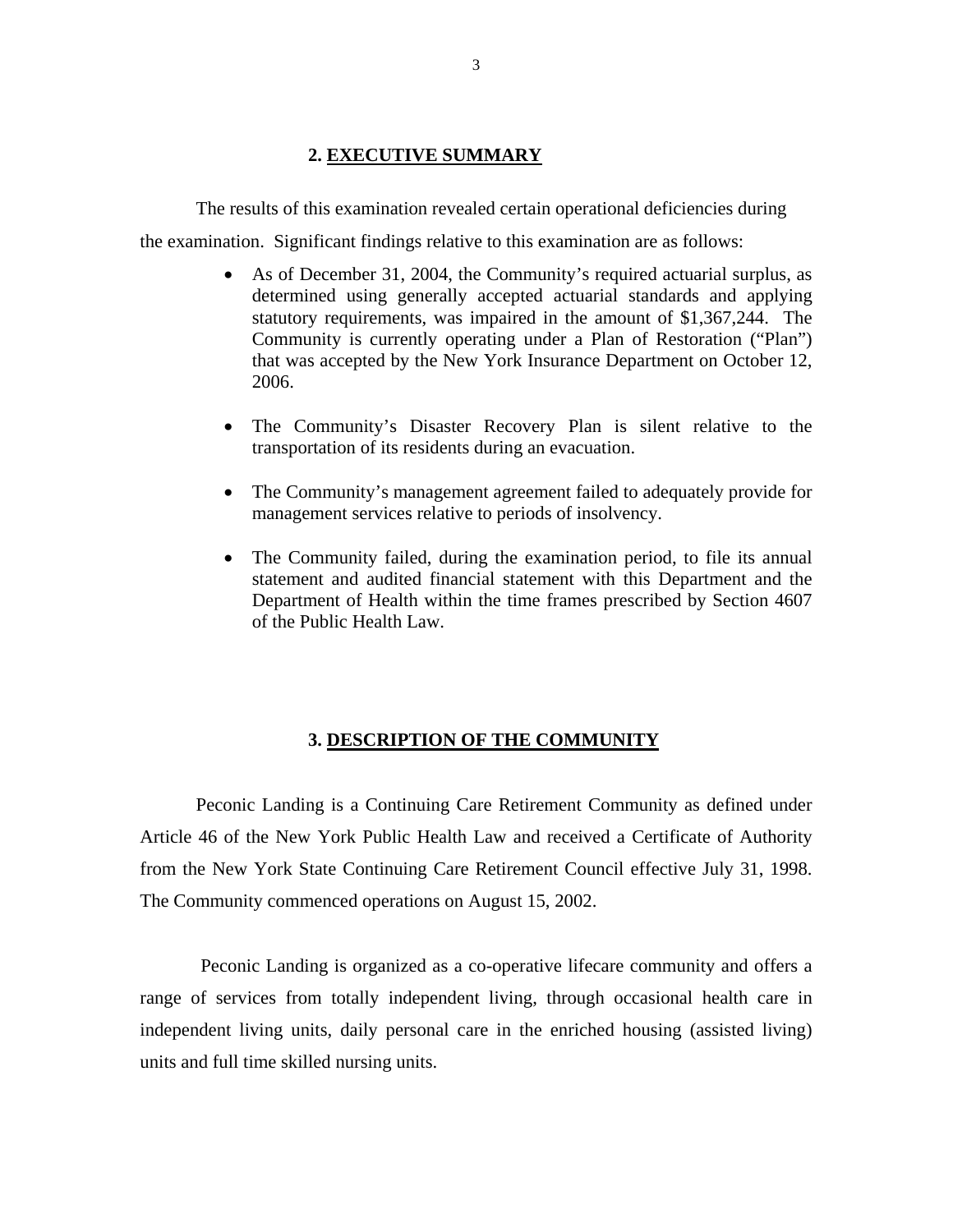## 2. EXECUTIVE SUMMARY

The results of this examination revealed certain operational deficiencies during the examination. Significant findings relative to this examination are as follows:

- As of December 31, 2004, the Community's required actuarial surplus, as determined using generally accepted actuarial standards and applying statutory requirements, was impaired in the amount of $1,367,244. The Community is currently operating under a Plan of Restoration ("Plan") that was accepted by the New York Insurance Department on October 12, 2006.

- The Community's Disaster Recovery Plan is silent relative to the transportation of its residents during an evacuation.

- The Community's management agreement failed to adequately provide for management services relative to periods of insolvency.

- The Community failed, during the examination period, to file its annual statement and audited financial statement with this Department and the Department of Health within the time frames prescribed by Section 4607 of the Public Health Law.

## 3. DESCRIPTION OF THE COMMUNITY

Peconic Landing is a Continuing Care Retirement Community as defined under Article 46 of the New York Public Health Law and received a Certificate of Authority from the New York State Continuing Care Retirement Council effective July 31, 1998. The Community commenced operations on August 15, 2002.

Peconic Landing is organized as a co-operative lifecare community and offers a range of services from totally independent living, through occasional health care in independent living units, daily personal care in the enriched housing (assisted living) units and full time skilled nursing units.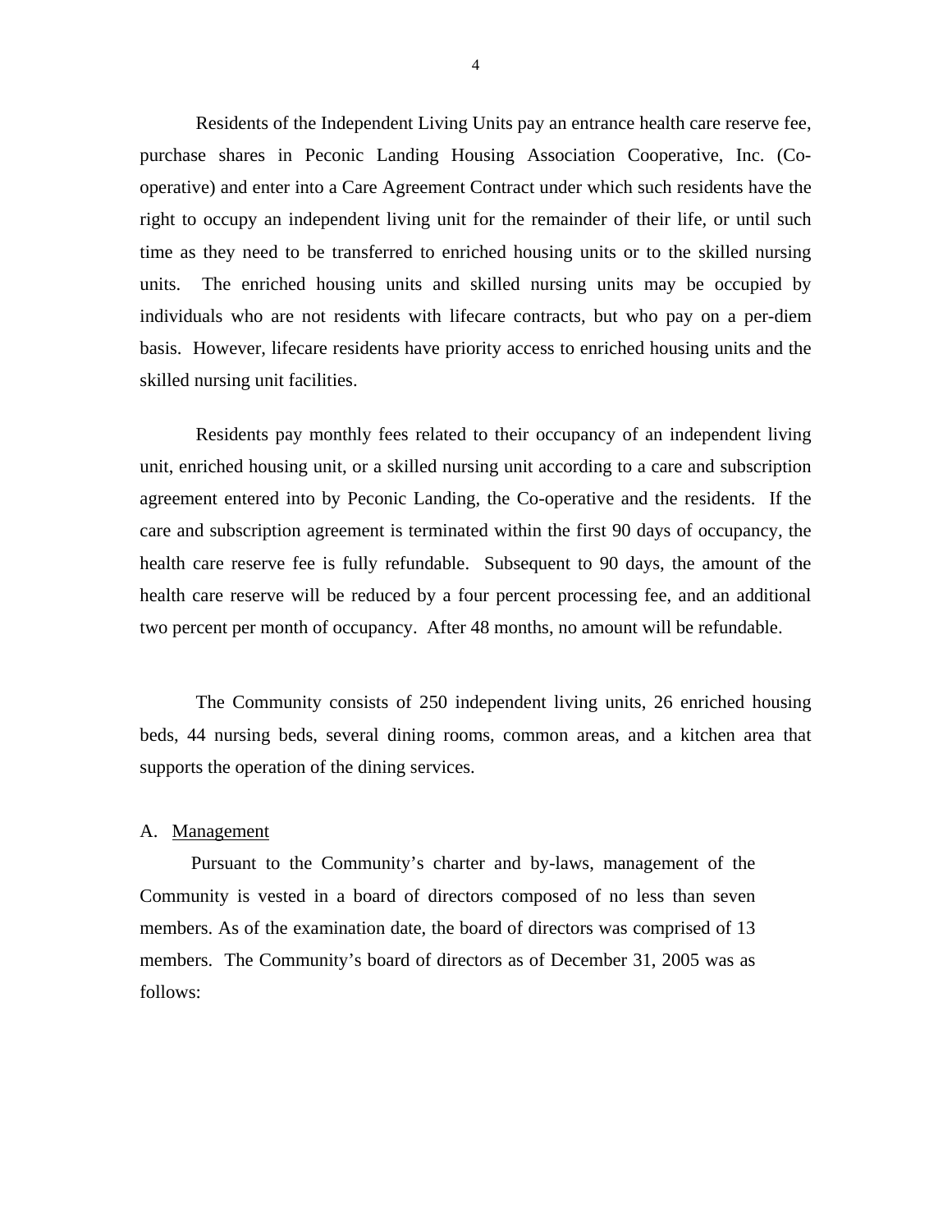Residents of the Independent Living Units pay an entrance health care reserve fee, purchase shares in Peconic Landing Housing Association Cooperative, Inc. (Co-operative) and enter into a Care Agreement Contract under which such residents have the right to occupy an independent living unit for the remainder of their life, or until such time as they need to be transferred to enriched housing units or to the skilled nursing units. The enriched housing units and skilled nursing units may be occupied by individuals who are not residents with lifecare contracts, but who pay on a per-diem basis. However, lifecare residents have priority access to enriched housing units and the skilled nursing unit facilities.

Residents pay monthly fees related to their occupancy of an independent living unit, enriched housing unit, or a skilled nursing unit according to a care and subscription agreement entered into by Peconic Landing, the Co-operative and the residents. If the care and subscription agreement is terminated within the first 90 days of occupancy, the health care reserve fee is fully refundable. Subsequent to 90 days, the amount of the health care reserve will be reduced by a four percent processing fee, and an additional two percent per month of occupancy. After 48 months, no amount will be refundable.

The Community consists of 250 independent living units, 26 enriched housing beds, 44 nursing beds, several dining rooms, common areas, and a kitchen area that supports the operation of the dining services.

A. Management

Pursuant to the Community's charter and by-laws, management of the Community is vested in a board of directors composed of no less than seven members. As of the examination date, the board of directors was comprised of 13 members. The Community's board of directors as of December 31, 2005 was as follows: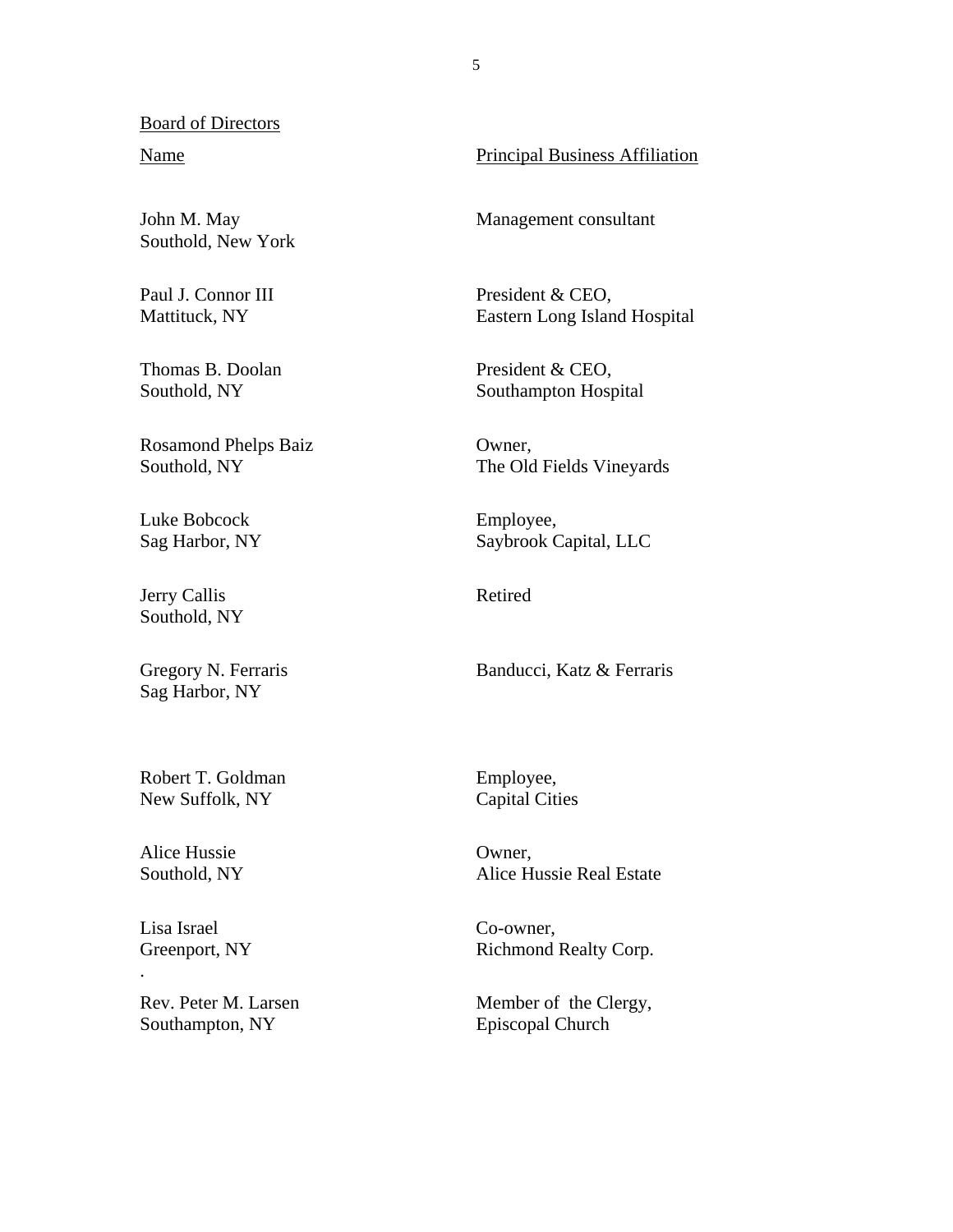Board of Directors

| Name | Principal Business Affiliation |
|---|---|
| John M. May<br>Southold, New York | Management consultant |
| Paul J. Connor III<br>Mattituck, NY | President & CEO,<br>Eastern Long Island Hospital |
| Thomas B. Doolan<br>Southold, NY | President & CEO,<br>Southampton Hospital |
| Rosamond Phelps Baiz<br>Southold, NY | Owner,<br>The Old Fields Vineyards |
| Luke Bobcock<br>Sag Harbor, NY | Employee,<br>Saybrook Capital, LLC |
| Jerry Callis<br>Southold, NY | Retired |
| Gregory N. Ferraris<br>Sag Harbor, NY | Banducci, Katz & Ferraris |
| Robert T. Goldman<br>New Suffolk, NY | Employee,<br>Capital Cities |
| Alice Hussie<br>Southold, NY | Owner,<br>Alice Hussie Real Estate |
| Lisa Israel<br>Greenport, NY | Co-owner,<br>Richmond Realty Corp. |
| Rev. Peter M. Larsen<br>Southampton, NY | Member of the Clergy,<br>Episcopal Church |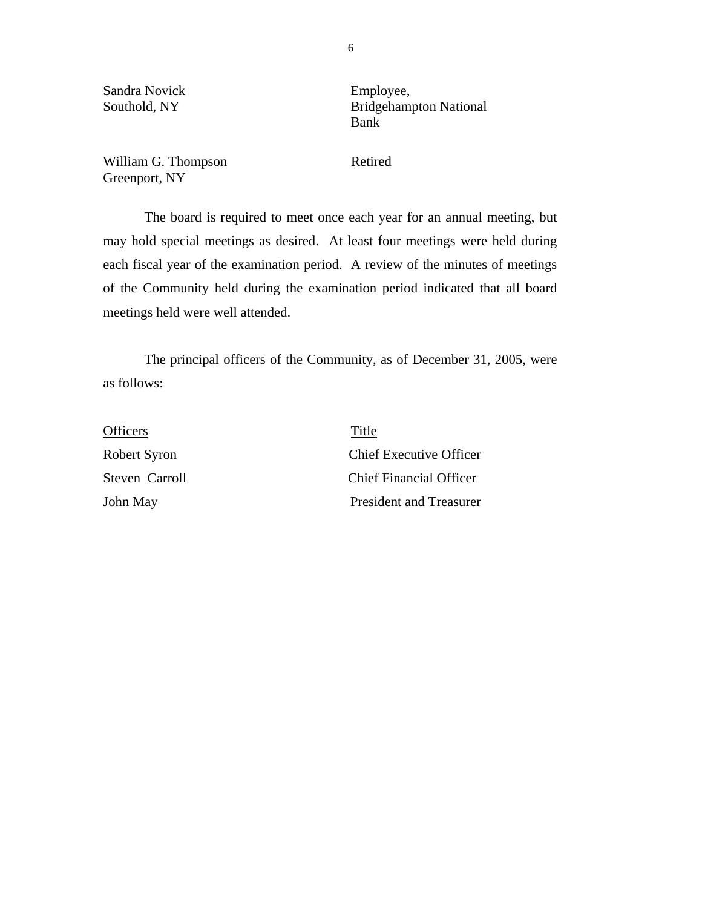| | |
|---|---|
| Sandra Novick<br>Southold, NY | Employee,<br>Bridgehampton National Bank |
| William G. Thompson<br>Greenport, NY | Retired |

The board is required to meet once each year for an annual meeting, but may hold special meetings as desired. At least four meetings were held during each fiscal year of the examination period. A review of the minutes of meetings of the Community held during the examination period indicated that all board meetings held were well attended.

The principal officers of the Community, as of December 31, 2005, were as follows:

| Officers | Title |
|---|---|
| Robert Syron | Chief Executive Officer |
| Steven Carroll | Chief Financial Officer |
| John May | President and Treasurer |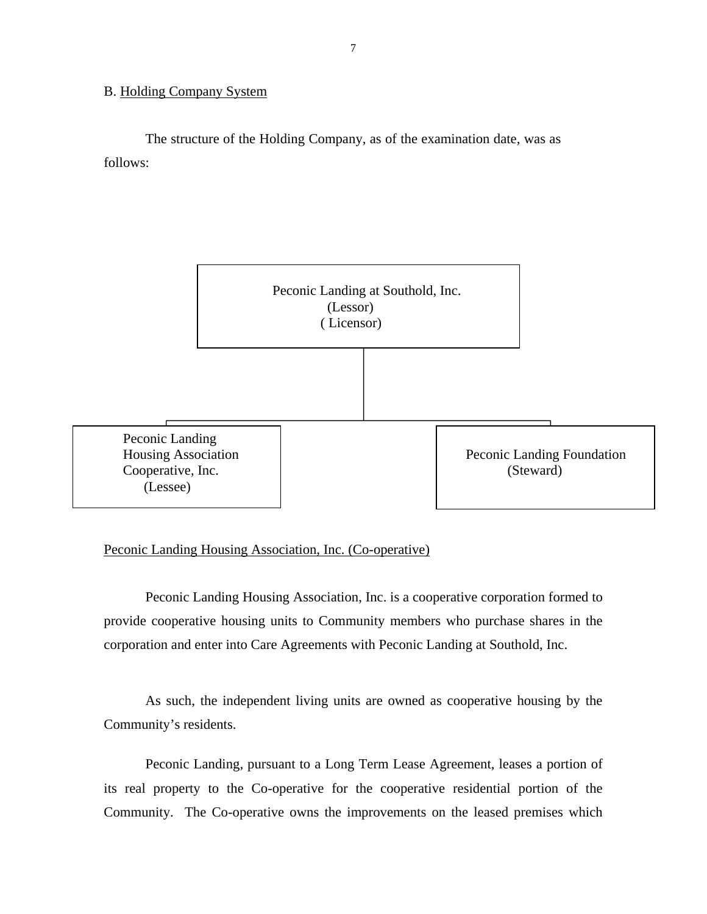B. Holding Company System

The structure of the Holding Company, as of the examination date, was as follows:

Peconic Landing at Southold, Inc.
(Lessor)
( Licensor)

Peconic Landing Housing Association Cooperative, Inc.
(Lessee)

Peconic Landing Foundation
(Steward)

Peconic Landing Housing Association, Inc. (Co-operative)

Peconic Landing Housing Association, Inc. is a cooperative corporation formed to provide cooperative housing units to Community members who purchase shares in the corporation and enter into Care Agreements with Peconic Landing at Southold, Inc.

As such, the independent living units are owned as cooperative housing by the Community's residents.

Peconic Landing, pursuant to a Long Term Lease Agreement, leases a portion of its real property to the Co-operative for the cooperative residential portion of the Community. The Co-operative owns the improvements on the leased premises which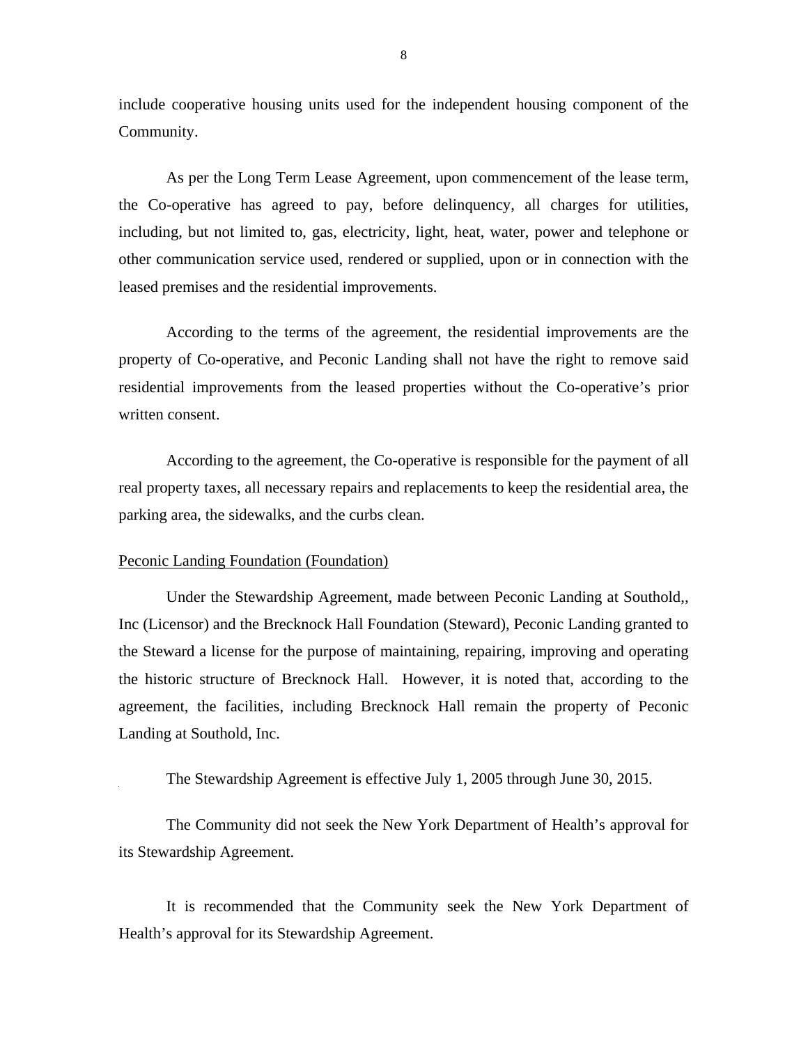include cooperative housing units used for the independent housing component of the Community.

As per the Long Term Lease Agreement, upon commencement of the lease term, the Co-operative has agreed to pay, before delinquency, all charges for utilities, including, but not limited to, gas, electricity, light, heat, water, power and telephone or other communication service used, rendered or supplied, upon or in connection with the leased premises and the residential improvements.

According to the terms of the agreement, the residential improvements are the property of Co-operative, and Peconic Landing shall not have the right to remove said residential improvements from the leased properties without the Co-operative's prior written consent.

According to the agreement, the Co-operative is responsible for the payment of all real property taxes, all necessary repairs and replacements to keep the residential area, the parking area, the sidewalks, and the curbs clean.

<u>Peconic Landing Foundation (Foundation)</u>

Under the Stewardship Agreement, made between Peconic Landing at Southold,, Inc (Licensor) and the Brecknock Hall Foundation (Steward), Peconic Landing granted to the Steward a license for the purpose of maintaining, repairing, improving and operating the historic structure of Brecknock Hall. However, it is noted that, according to the agreement, the facilities, including Brecknock Hall remain the property of Peconic Landing at Southold, Inc.

The Stewardship Agreement is effective July 1, 2005 through June 30, 2015.

The Community did not seek the New York Department of Health's approval for its Stewardship Agreement.

It is recommended that the Community seek the New York Department of Health's approval for its Stewardship Agreement.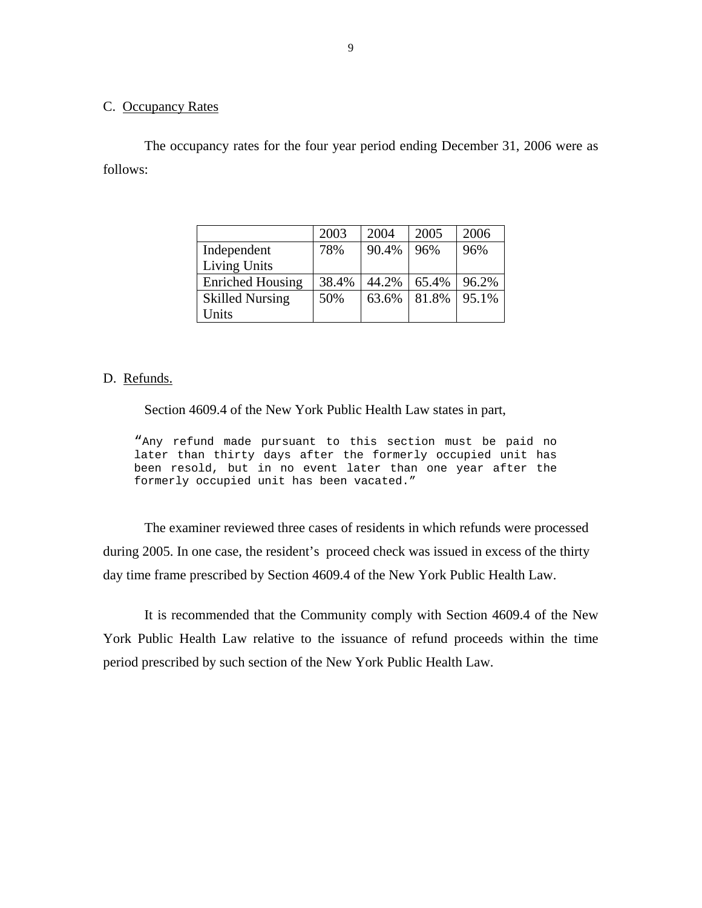C. Occupancy Rates

The occupancy rates for the four year period ending December 31, 2006 were as follows:

| | 2003 | 2004 | 2005 | 2006 |
|---|---|---|---|---|
| Independent Living Units | 78% | 90.4% | 96% | 96% |
| Enriched Housing | 38.4% | 44.2% | 65.4% | 96.2% |
| Skilled Nursing Units | 50% | 63.6% | 81.8% | 95.1% |

D. Refunds.

Section 4609.4 of the New York Public Health Law states in part,

> "Any refund made pursuant to this section must be paid no later than thirty days after the formerly occupied unit has been resold, but in no event later than one year after the formerly occupied unit has been vacated."

The examiner reviewed three cases of residents in which refunds were processed during 2005. In one case, the resident's proceed check was issued in excess of the thirty day time frame prescribed by Section 4609.4 of the New York Public Health Law.

It is recommended that the Community comply with Section 4609.4 of the New York Public Health Law relative to the issuance of refund proceeds within the time period prescribed by such section of the New York Public Health Law.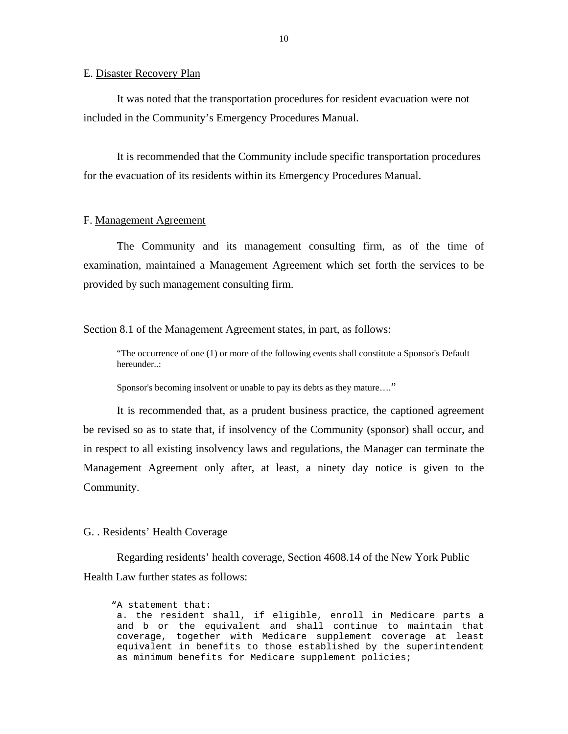E. Disaster Recovery Plan

It was noted that the transportation procedures for resident evacuation were not included in the Community's Emergency Procedures Manual.

It is recommended that the Community include specific transportation procedures for the evacuation of its residents within its Emergency Procedures Manual.

F. Management Agreement

The Community and its management consulting firm, as of the time of examination, maintained a Management Agreement which set forth the services to be provided by such management consulting firm.

Section 8.1 of the Management Agreement states, in part, as follows:

> "The occurrence of one (1) or more of the following events shall constitute a Sponsor's Default hereunder..:
>
> Sponsor's becoming insolvent or unable to pay its debts as they mature…."

It is recommended that, as a prudent business practice, the captioned agreement be revised so as to state that, if insolvency of the Community (sponsor) shall occur, and in respect to all existing insolvency laws and regulations, the Manager can terminate the Management Agreement only after, at least, a ninety day notice is given to the Community.

G. . Residents' Health Coverage

Regarding residents' health coverage, Section 4608.14 of the New York Public Health Law further states as follows:

> "A statement that:
> a. the resident shall, if eligible, enroll in Medicare parts a and b or the equivalent and shall continue to maintain that coverage, together with Medicare supplement coverage at least equivalent in benefits to those established by the superintendent as minimum benefits for Medicare supplement policies;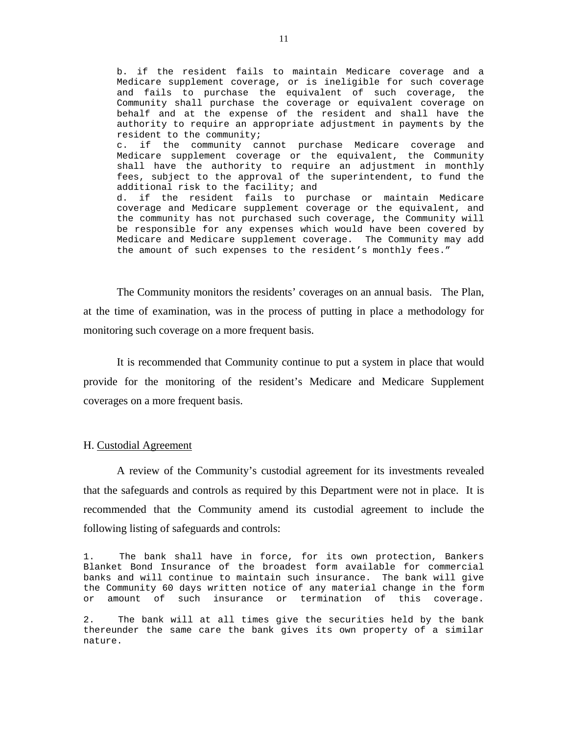b. if the resident fails to maintain Medicare coverage and a Medicare supplement coverage, or is ineligible for such coverage and fails to purchase the equivalent of such coverage, the Community shall purchase the coverage or equivalent coverage on behalf and at the expense of the resident and shall have the authority to require an appropriate adjustment in payments by the resident to the community;

c. if the community cannot purchase Medicare coverage and Medicare supplement coverage or the equivalent, the Community shall have the authority to require an adjustment in monthly fees, subject to the approval of the superintendent, to fund the additional risk to the facility; and

d. if the resident fails to purchase or maintain Medicare coverage and Medicare supplement coverage or the equivalent, and the community has not purchased such coverage, the Community will be responsible for any expenses which would have been covered by Medicare and Medicare supplement coverage. The Community may add the amount of such expenses to the resident's monthly fees."

The Community monitors the residents' coverages on an annual basis. The Plan, at the time of examination, was in the process of putting in place a methodology for monitoring such coverage on a more frequent basis.

It is recommended that Community continue to put a system in place that would provide for the monitoring of the resident's Medicare and Medicare Supplement coverages on a more frequent basis.

## H. Custodial Agreement

A review of the Community's custodial agreement for its investments revealed that the safeguards and controls as required by this Department were not in place. It is recommended that the Community amend its custodial agreement to include the following listing of safeguards and controls:

1. The bank shall have in force, for its own protection, Bankers Blanket Bond Insurance of the broadest form available for commercial banks and will continue to maintain such insurance. The bank will give the Community 60 days written notice of any material change in the form or amount of such insurance or termination of this coverage.

2. The bank will at all times give the securities held by the bank thereunder the same care the bank gives its own property of a similar nature.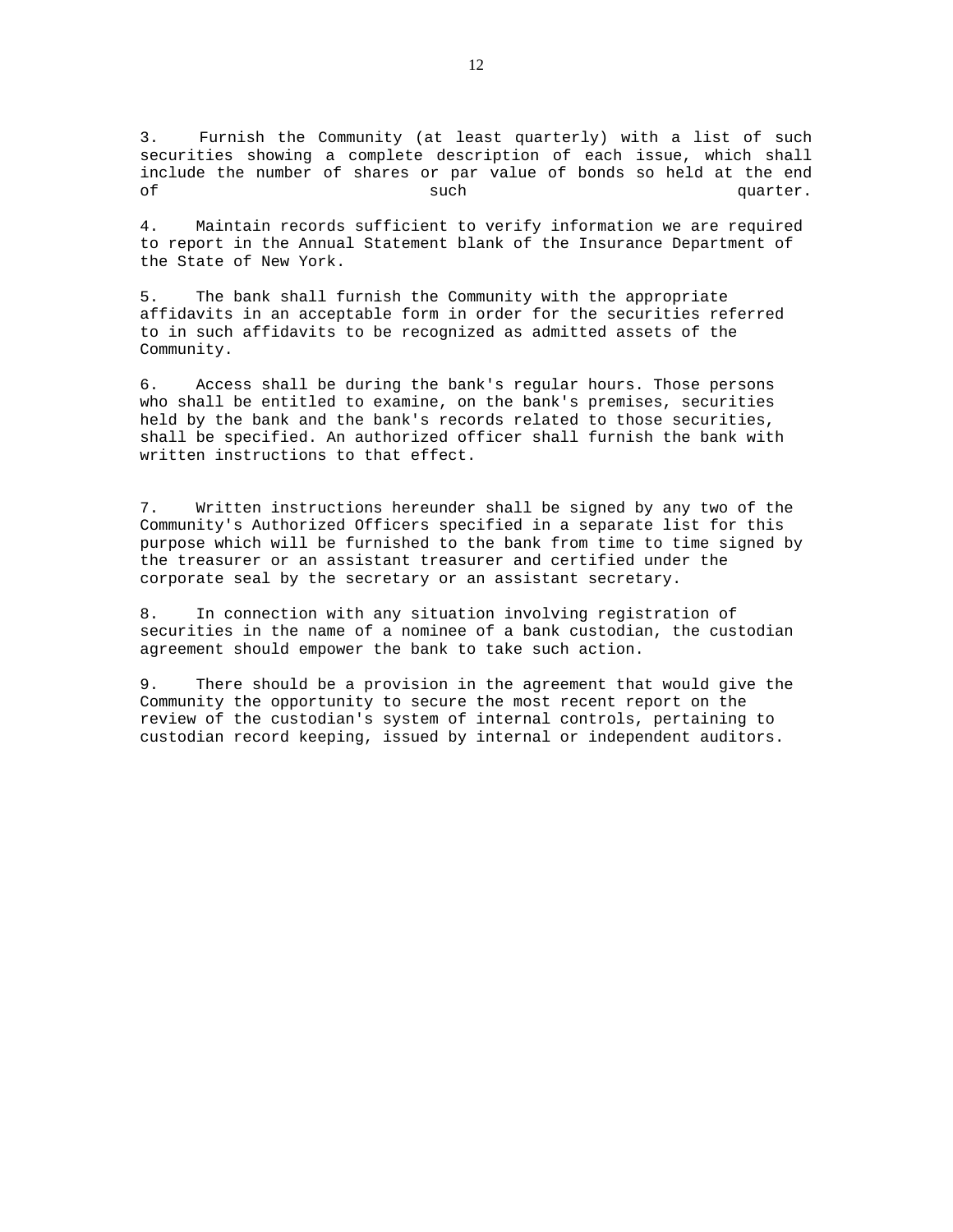3. Furnish the Community (at least quarterly) with a list of such securities showing a complete description of each issue, which shall include the number of shares or par value of bonds so held at the end of such quarter.

4. Maintain records sufficient to verify information we are required to report in the Annual Statement blank of the Insurance Department of the State of New York.

5. The bank shall furnish the Community with the appropriate affidavits in an acceptable form in order for the securities referred to in such affidavits to be recognized as admitted assets of the Community.

6. Access shall be during the bank's regular hours. Those persons who shall be entitled to examine, on the bank's premises, securities held by the bank and the bank's records related to those securities, shall be specified. An authorized officer shall furnish the bank with written instructions to that effect.

7. Written instructions hereunder shall be signed by any two of the Community's Authorized Officers specified in a separate list for this purpose which will be furnished to the bank from time to time signed by the treasurer or an assistant treasurer and certified under the corporate seal by the secretary or an assistant secretary.

8. In connection with any situation involving registration of securities in the name of a nominee of a bank custodian, the custodian agreement should empower the bank to take such action.

9. There should be a provision in the agreement that would give the Community the opportunity to secure the most recent report on the review of the custodian's system of internal controls, pertaining to custodian record keeping, issued by internal or independent auditors.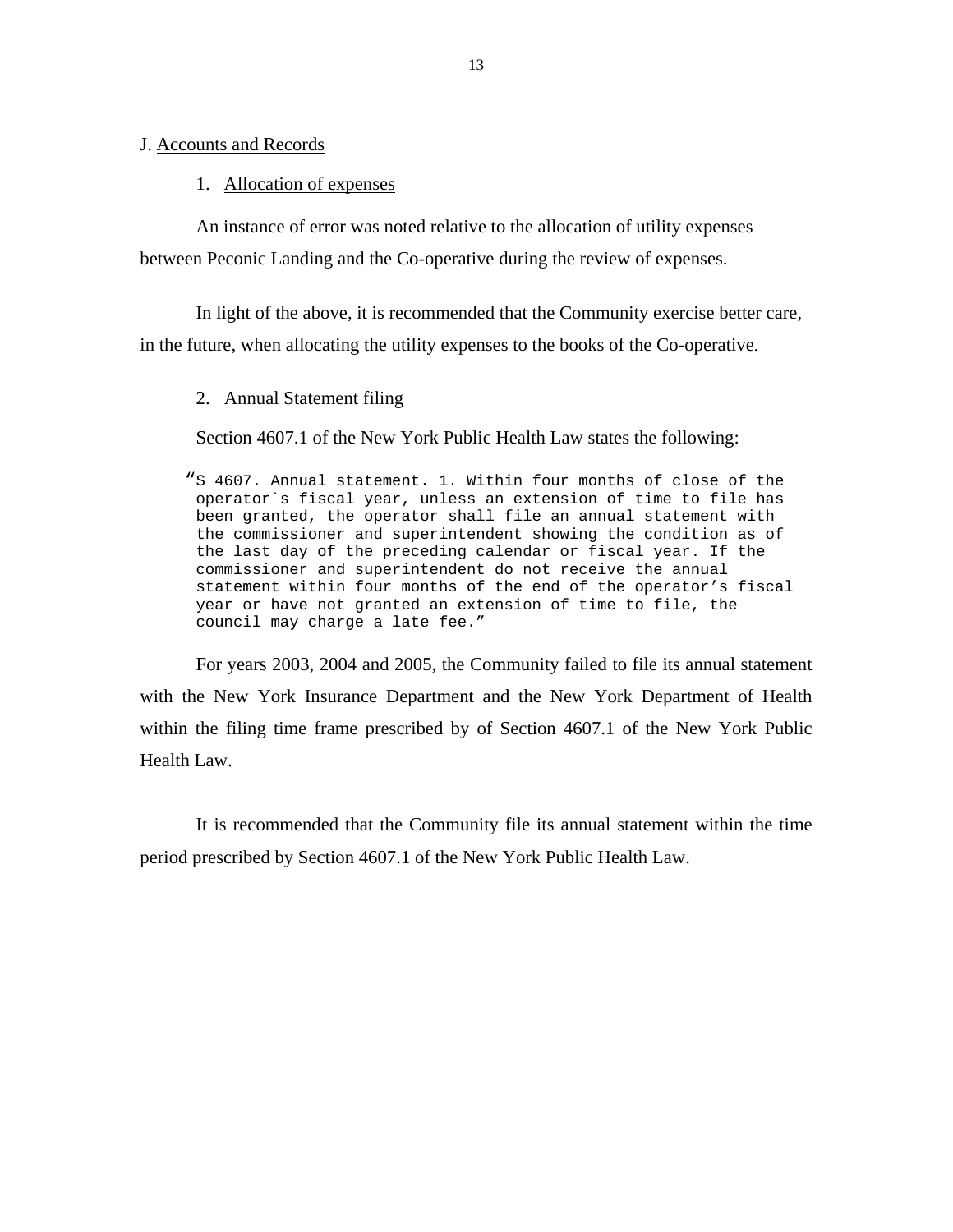## J. Accounts and Records

### 1. Allocation of expenses

An instance of error was noted relative to the allocation of utility expenses between Peconic Landing and the Co-operative during the review of expenses.

In light of the above, it is recommended that the Community exercise better care, in the future, when allocating the utility expenses to the books of the Co-operative.

### 2. Annual Statement filing

Section 4607.1 of the New York Public Health Law states the following:

```
"S 4607. Annual statement. 1. Within four months of close of the
operator`s fiscal year, unless an extension of time to file has
been granted, the operator shall file an annual statement with
the commissioner and superintendent showing the condition as of
the last day of the preceding calendar or fiscal year. If the
commissioner and superintendent do not receive the annual
statement within four months of the end of the operator's fiscal
year or have not granted an extension of time to file, the
council may charge a late fee."
```

For years 2003, 2004 and 2005, the Community failed to file its annual statement with the New York Insurance Department and the New York Department of Health within the filing time frame prescribed by of Section 4607.1 of the New York Public Health Law.

It is recommended that the Community file its annual statement within the time period prescribed by Section 4607.1 of the New York Public Health Law.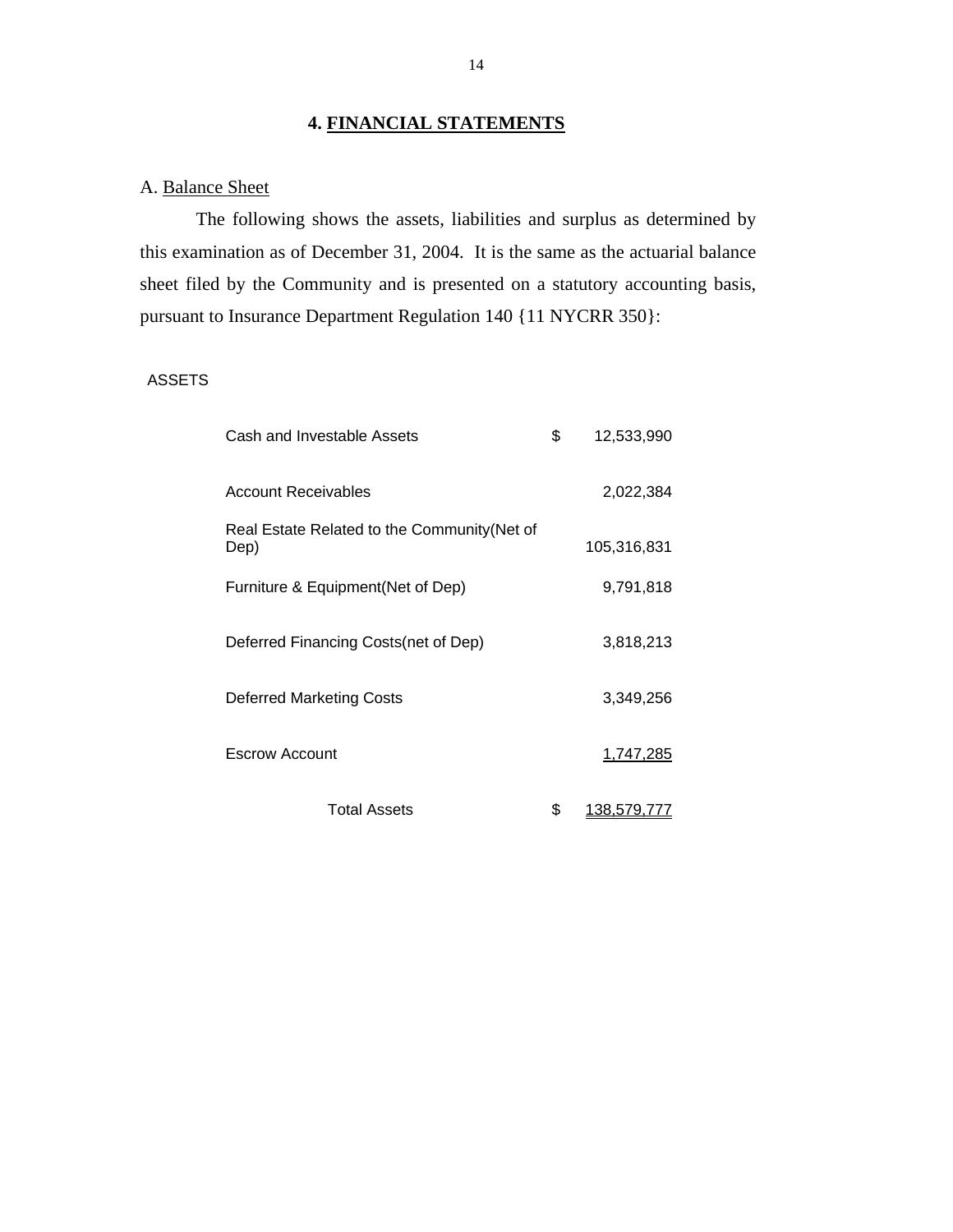## 4. FINANCIAL STATEMENTS

A. Balance Sheet

The following shows the assets, liabilities and surplus as determined by this examination as of December 31, 2004. It is the same as the actuarial balance sheet filed by the Community and is presented on a statutory accounting basis, pursuant to Insurance Department Regulation 140 {11 NYCRR 350}:

ASSETS

| | | |
|---|---|---|
| Cash and Investable Assets | $ | 12,533,990 |
| Account Receivables | | 2,022,384 |
| Real Estate Related to the Community(Net of Dep) | | 105,316,831 |
| Furniture & Equipment(Net of Dep) | | 9,791,818 |
| Deferred Financing Costs(net of Dep) | | 3,818,213 |
| Deferred Marketing Costs | | 3,349,256 |
| Escrow Account | | 1,747,285 |
| Total Assets | $ | 138,579,777 |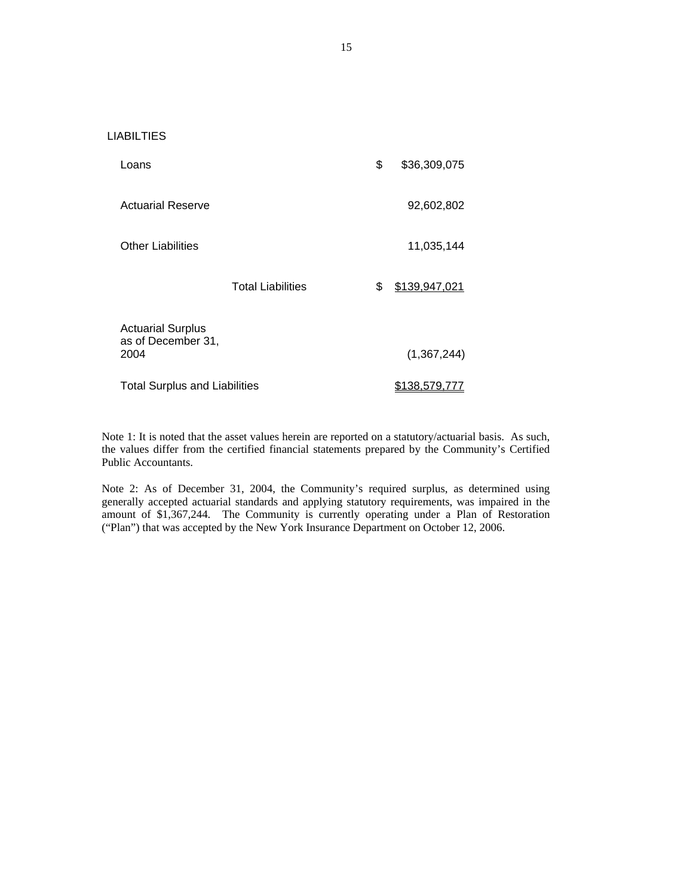LIABILTIES

| | | |
|---|---|---|
| Loans | $ | $36,309,075 |
| Actuarial Reserve | | 92,602,802 |
| Other Liabilities | | 11,035,144 |
| Total Liabilities | $ | $139,947,021 |
| Actuarial Surplus as of December 31, 2004 | | (1,367,244) |
| Total Surplus and Liabilities | | $138,579,777 |

Note 1: It is noted that the asset values herein are reported on a statutory/actuarial basis. As such, the values differ from the certified financial statements prepared by the Community's Certified Public Accountants.

Note 2: As of December 31, 2004, the Community's required surplus, as determined using generally accepted actuarial standards and applying statutory requirements, was impaired in the amount of $1,367,244. The Community is currently operating under a Plan of Restoration ("Plan") that was accepted by the New York Insurance Department on October 12, 2006.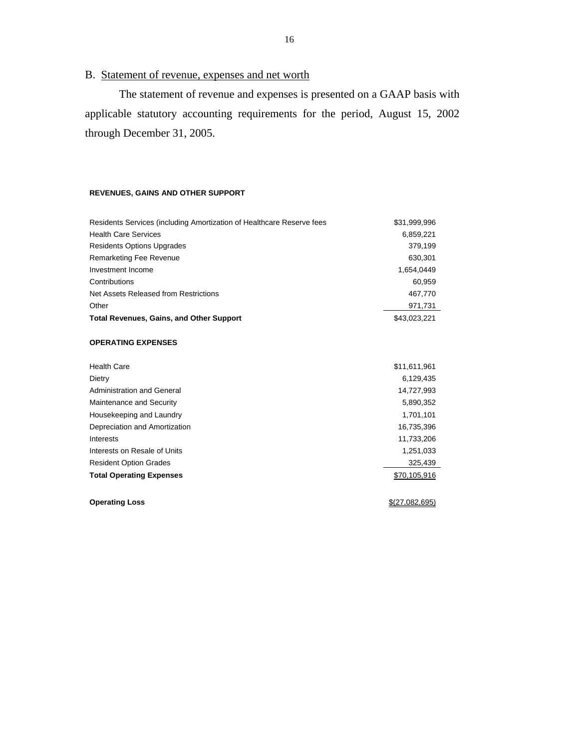B. Statement of revenue, expenses and net worth

The statement of revenue and expenses is presented on a GAAP basis with applicable statutory accounting requirements for the period, August 15, 2002 through December 31, 2005.

| | |
|---|---|
| **REVENUES, GAINS AND OTHER SUPPORT** | |
| Residents Services (including Amortization of Healthcare Reserve fees | $31,999,996 |
| Health Care Services | 6,859,221 |
| Residents Options Upgrades | 379,199 |
| Remarketing Fee Revenue | 630,301 |
| Investment Income | 1,654,0449 |
| Contributions | 60,959 |
| Net Assets Released from Restrictions | 467,770 |
| Other | 971,731 |
| **Total Revenues, Gains, and Other Support** | $43,023,221 |
| **OPERATING EXPENSES** | |
| Health Care | $11,611,961 |
| Dietry | 6,129,435 |
| Administration and General | 14,727,993 |
| Maintenance and Security | 5,890,352 |
| Housekeeping and Laundry | 1,701,101 |
| Depreciation and Amortization | 16,735,396 |
| Interests | 11,733,206 |
| Interests on Resale of Units | 1,251,033 |
| Resident Option Grades | 325,439 |
| **Total Operating Expenses** | $70,105,916 |
| **Operating Loss** | $(27,082,695) |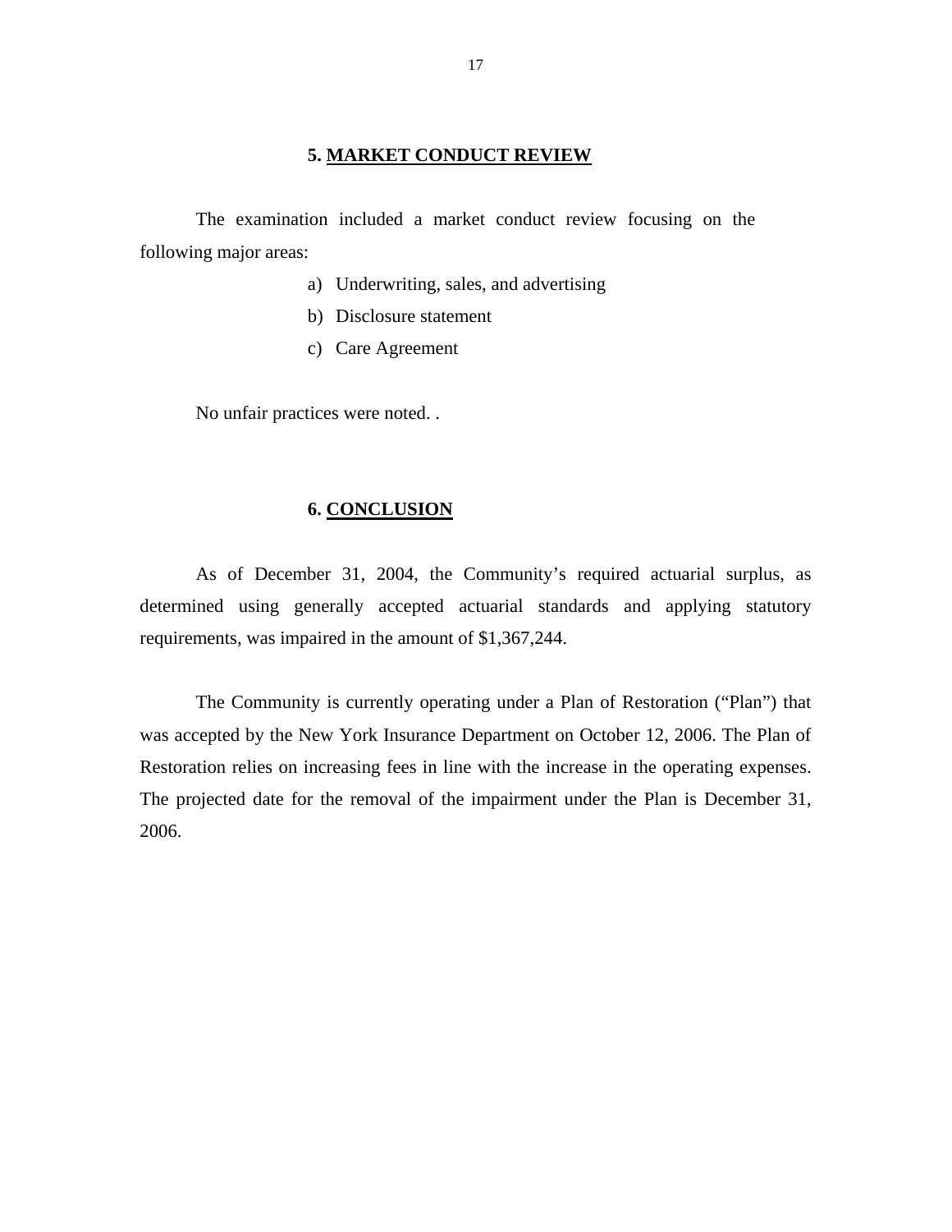## 5. MARKET CONDUCT REVIEW

The examination included a market conduct review focusing on the following major areas:

a) Underwriting, sales, and advertising
b) Disclosure statement
c) Care Agreement

No unfair practices were noted. .

## 6. CONCLUSION

As of December 31, 2004, the Community's required actuarial surplus, as determined using generally accepted actuarial standards and applying statutory requirements, was impaired in the amount of $1,367,244.

The Community is currently operating under a Plan of Restoration ("Plan") that was accepted by the New York Insurance Department on October 12, 2006. The Plan of Restoration relies on increasing fees in line with the increase in the operating expenses. The projected date for the removal of the impairment under the Plan is December 31, 2006.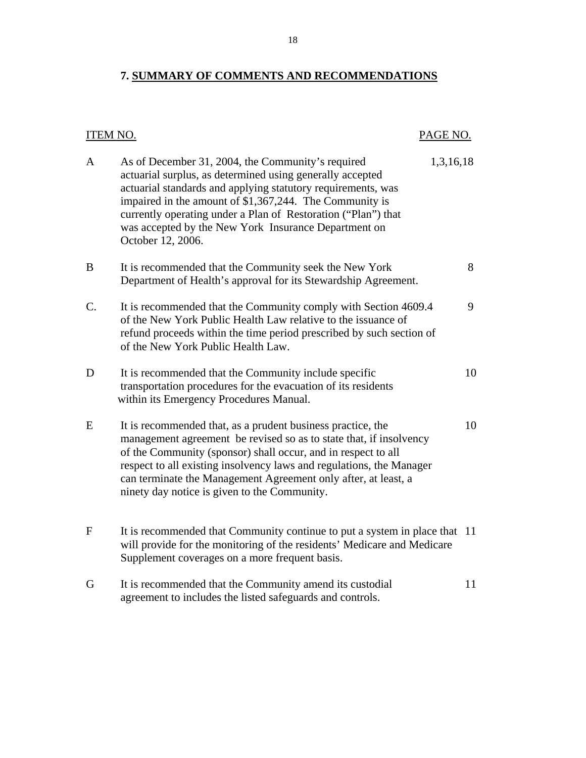## 7. SUMMARY OF COMMENTS AND RECOMMENDATIONS

| ITEM NO. | | PAGE NO. |
|---|---|---|
| A | As of December 31, 2004, the Community's required actuarial surplus, as determined using generally accepted actuarial standards and applying statutory requirements, was impaired in the amount of $1,367,244. The Community is currently operating under a Plan of Restoration ("Plan") that was accepted by the New York Insurance Department on October 12, 2006. | 1,3,16,18 |
| B | It is recommended that the Community seek the New York Department of Health's approval for its Stewardship Agreement. | 8 |
| C. | It is recommended that the Community comply with Section 4609.4 of the New York Public Health Law relative to the issuance of refund proceeds within the time period prescribed by such section of of the New York Public Health Law. | 9 |
| D | It is recommended that the Community include specific transportation procedures for the evacuation of its residents within its Emergency Procedures Manual. | 10 |
| E | It is recommended that, as a prudent business practice, the management agreement be revised so as to state that, if insolvency of the Community (sponsor) shall occur, and in respect to all respect to all existing insolvency laws and regulations, the Manager can terminate the Management Agreement only after, at least, a ninety day notice is given to the Community. | 10 |
| F | It is recommended that Community continue to put a system in place that will provide for the monitoring of the residents' Medicare and Medicare Supplement coverages on a more frequent basis. | 11 |
| G | It is recommended that the Community amend its custodial agreement to includes the listed safeguards and controls. | 11 |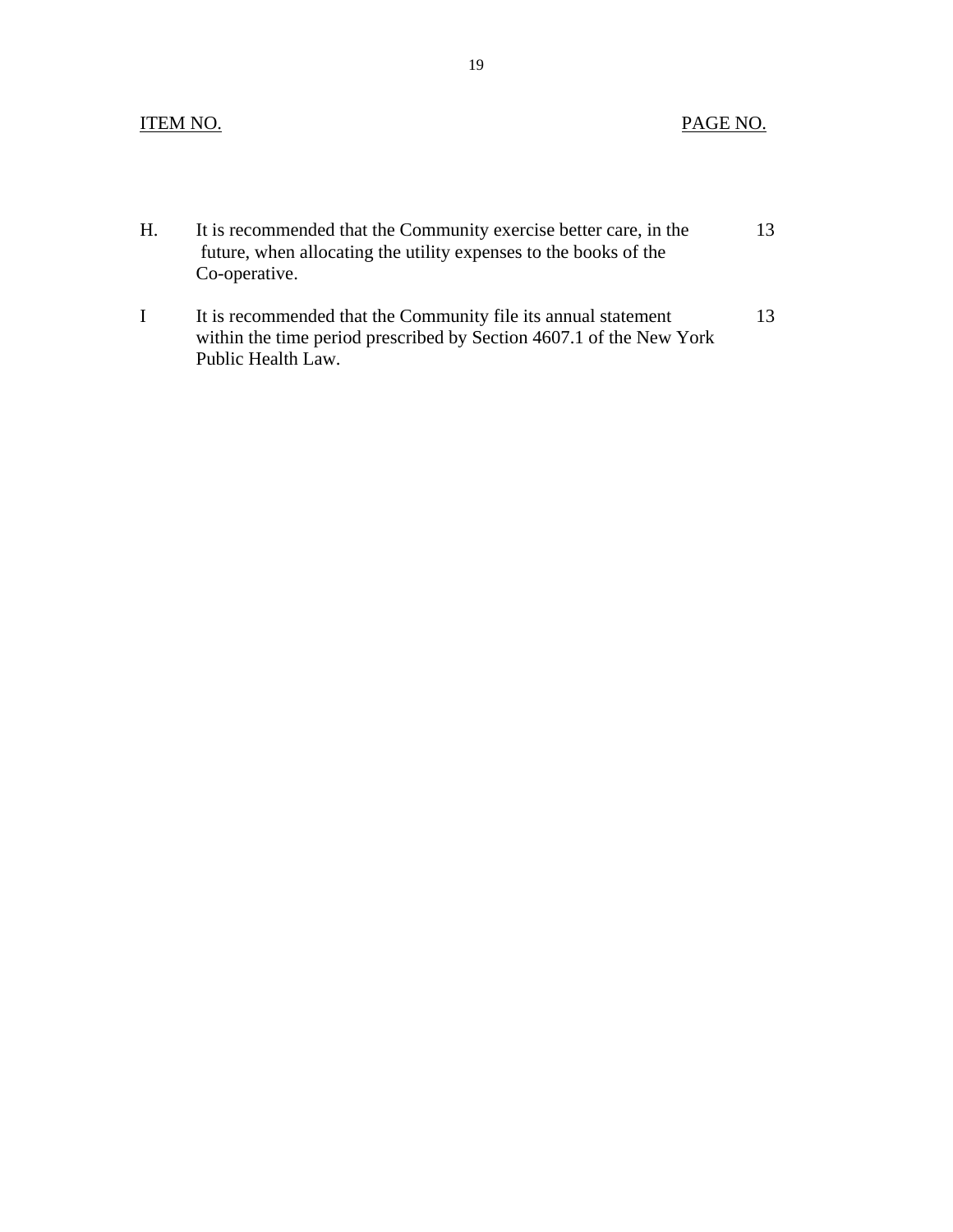| ITEM NO. | | PAGE NO. |
|---|---|---|
| H. | It is recommended that the Community exercise better care, in the future, when allocating the utility expenses to the books of the Co-operative. | 13 |
| I | It is recommended that the Community file its annual statement within the time period prescribed by Section 4607.1 of the New York Public Health Law. | 13 |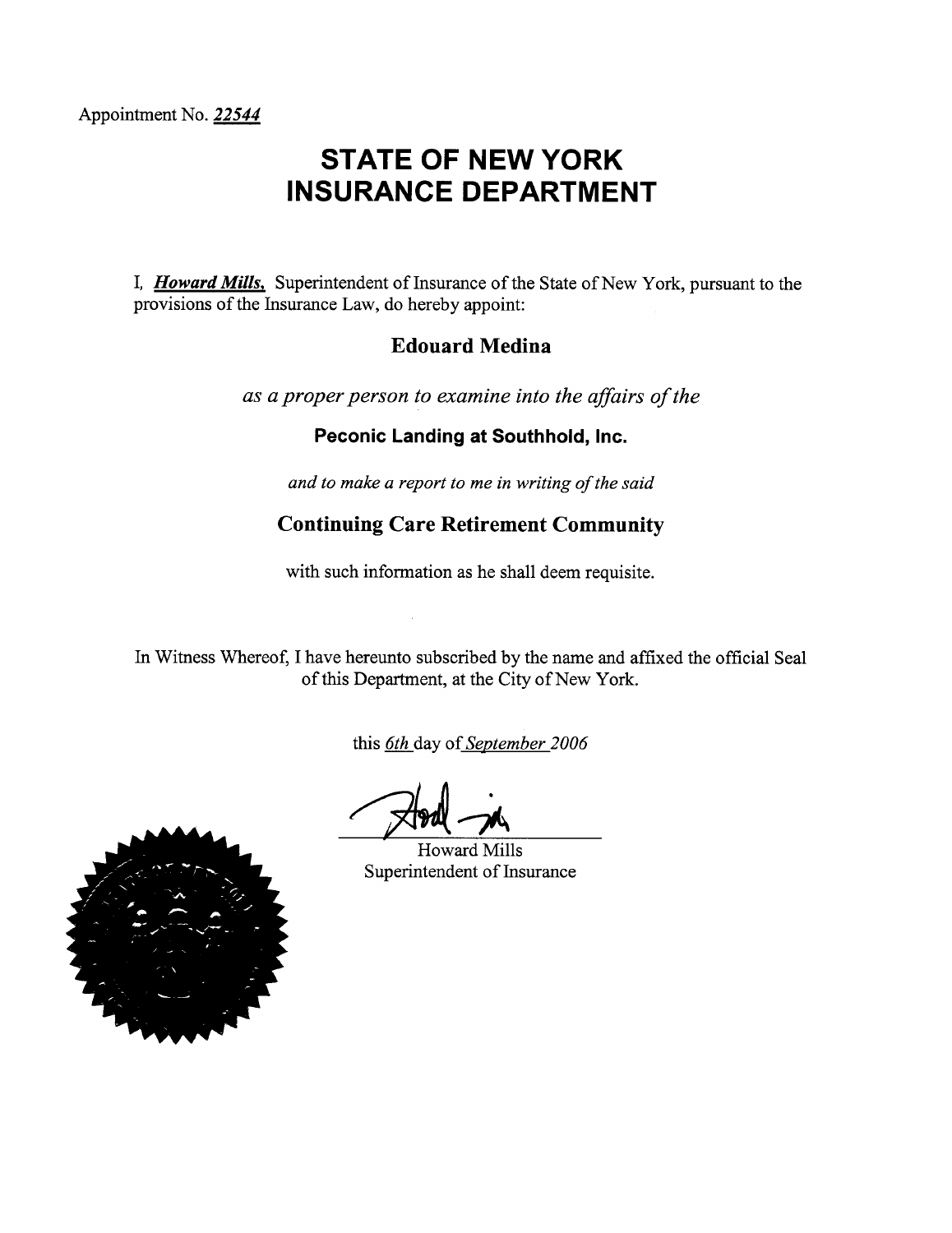Appointment No. *22544*

# STATE OF NEW YORK
# INSURANCE DEPARTMENT

I, ***Howard Mills,*** Superintendent of Insurance of the State of New York, pursuant to the provisions of the Insurance Law, do hereby appoint:

**Edouard Medina**

*as a proper person to examine into the affairs of the*

**Peconic Landing at Southhold, Inc.**

*and to make a report to me in writing of the said*

**Continuing Care Retirement Community**

with such information as he shall deem requisite.

In Witness Whereof, I have hereunto subscribed by the name and affixed the official Seal of this Department, at the City of New York.

this *6th* day of *September 2006*

Howard Mills
Superintendent of Insurance